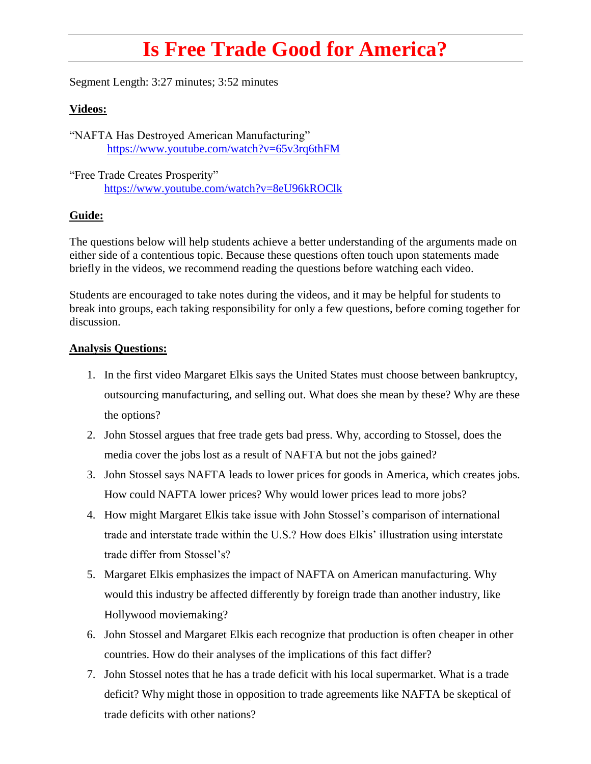# Is Free Trade Good for America?

Segment Length: 3:27 minutes; 3:52 minutes

**Videos:**

"NAFTA Has Destroyed American Manufacturing"
https://www.youtube.com/watch?v=65v3rq6thFM

"Free Trade Creates Prosperity"
https://www.youtube.com/watch?v=8eU96kROClk

**Guide:**

The questions below will help students achieve a better understanding of the arguments made on either side of a contentious topic. Because these questions often touch upon statements made briefly in the videos, we recommend reading the questions before watching each video.

Students are encouraged to take notes during the videos, and it may be helpful for students to break into groups, each taking responsibility for only a few questions, before coming together for discussion.

**Analysis Questions:**

1. In the first video Margaret Elkis says the United States must choose between bankruptcy, outsourcing manufacturing, and selling out. What does she mean by these? Why are these the options?
2. John Stossel argues that free trade gets bad press. Why, according to Stossel, does the media cover the jobs lost as a result of NAFTA but not the jobs gained?
3. John Stossel says NAFTA leads to lower prices for goods in America, which creates jobs. How could NAFTA lower prices? Why would lower prices lead to more jobs?
4. How might Margaret Elkis take issue with John Stossel's comparison of international trade and interstate trade within the U.S.? How does Elkis' illustration using interstate trade differ from Stossel's?
5. Margaret Elkis emphasizes the impact of NAFTA on American manufacturing. Why would this industry be affected differently by foreign trade than another industry, like Hollywood moviemaking?
6. John Stossel and Margaret Elkis each recognize that production is often cheaper in other countries. How do their analyses of the implications of this fact differ?
7. John Stossel notes that he has a trade deficit with his local supermarket. What is a trade deficit? Why might those in opposition to trade agreements like NAFTA be skeptical of trade deficits with other nations?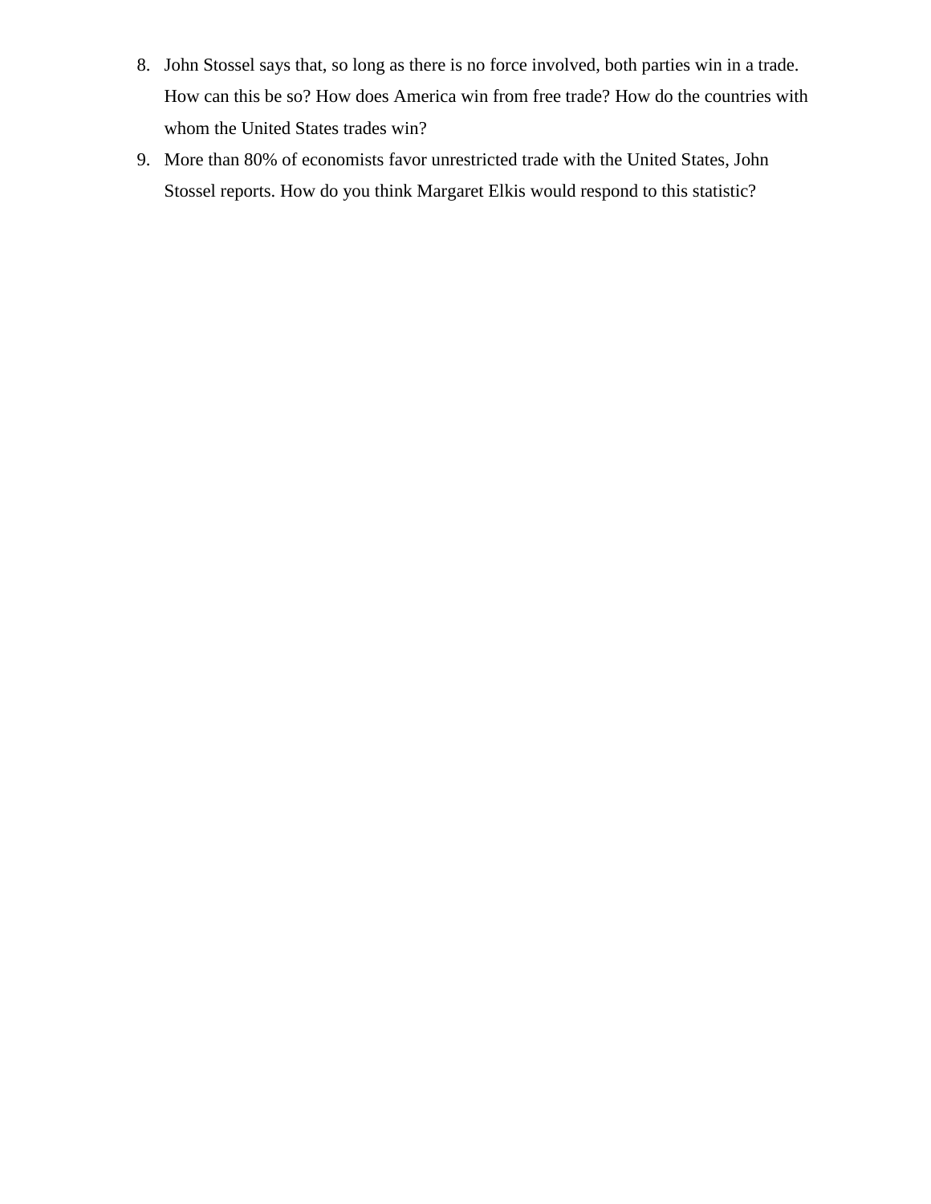8. John Stossel says that, so long as there is no force involved, both parties win in a trade. How can this be so? How does America win from free trade? How do the countries with whom the United States trades win?
9. More than 80% of economists favor unrestricted trade with the United States, John Stossel reports. How do you think Margaret Elkis would respond to this statistic?